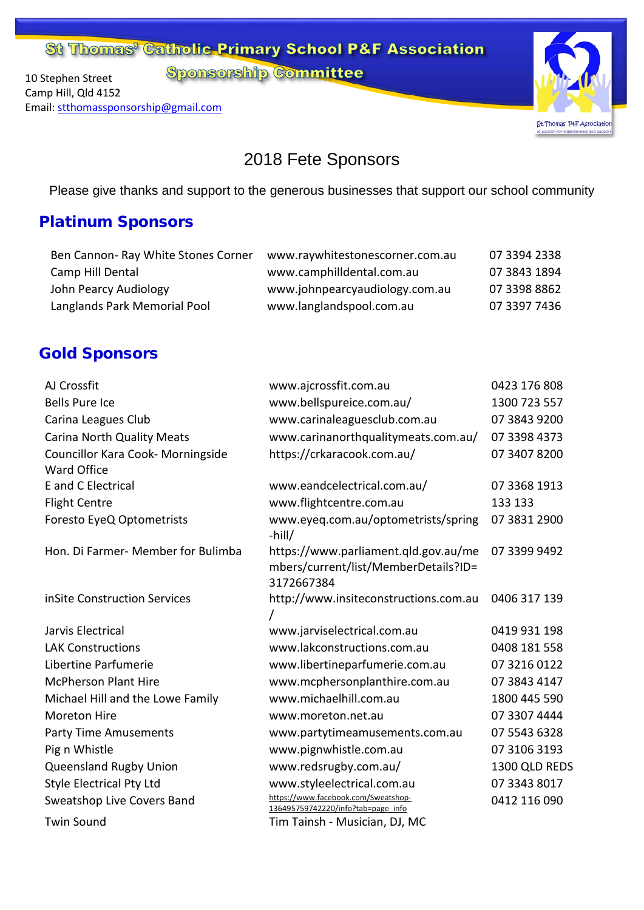# St Thomas' Catholic Primary School P&F Association

## Sponsorship Committee

10 Stephen Street
Camp Hill, Qld 4152
Email: stthomassponsorship@gmail.com

St Thomas' P&F Association
A passion for togetherness and support

# 2018 Fete Sponsors

Please give thanks and support to the generous businesses that support our school community

## Platinum Sponsors

| | | |
|---|---|---|
| Ben Cannon- Ray White Stones Corner | www.raywhitestonescorner.com.au | 07 3394 2338 |
| Camp Hill Dental | www.camphilldental.com.au | 07 3843 1894 |
| John Pearcy Audiology | www.johnpearcyaudiology.com.au | 07 3398 8862 |
| Langlands Park Memorial Pool | www.langlandspool.com.au | 07 3397 7436 |

## Gold Sponsors

| | | |
|---|---|---|
| AJ Crossfit | www.ajcrossfit.com.au | 0423 176 808 |
| Bells Pure Ice | www.bellspureice.com.au/ | 1300 723 557 |
| Carina Leagues Club | www.carinaleaguesclub.com.au | 07 3843 9200 |
| Carina North Quality Meats | www.carinanorthqualitymeats.com.au/ | 07 3398 4373 |
| Councillor Kara Cook- Morningside Ward Office | https://crkaracook.com.au/ | 07 3407 8200 |
| E and C Electrical | www.eandcelectrical.com.au/ | 07 3368 1913 |
| Flight Centre | www.flightcentre.com.au | 133 133 |
| Foresto EyeQ Optometrists | www.eyeq.com.au/optometrists/spring-hill/ | 07 3831 2900 |
| Hon. Di Farmer- Member for Bulimba | https://www.parliament.qld.gov.au/members/current/list/MemberDetails?ID=3172667384 | 07 3399 9492 |
| inSite Construction Services | http://www.insiteconstructions.com.au/ | 0406 317 139 |
| Jarvis Electrical | www.jarviselectrical.com.au | 0419 931 198 |
| LAK Constructions | www.lakconstructions.com.au | 0408 181 558 |
| Libertine Parfumerie | www.libertineparfumerie.com.au | 07 3216 0122 |
| McPherson Plant Hire | www.mcphersonplanthire.com.au | 07 3843 4147 |
| Michael Hill and the Lowe Family | www.michaelhill.com.au | 1800 445 590 |
| Moreton Hire | www.moreton.net.au | 07 3307 4444 |
| Party Time Amusements | www.partytimeamusements.com.au | 07 5543 6328 |
| Pig n Whistle | www.pignwhistle.com.au | 07 3106 3193 |
| Queensland Rugby Union | www.redsrugby.com.au/ | 1300 QLD REDS |
| Style Electrical Pty Ltd | www.styleelectrical.com.au | 07 3343 8017 |
| Sweatshop Live Covers Band | https://www.facebook.com/Sweatshop-1364957597422220/info?tab=page_info | 0412 116 090 |
| Twin Sound | Tim Tainsh - Musician, DJ, MC | |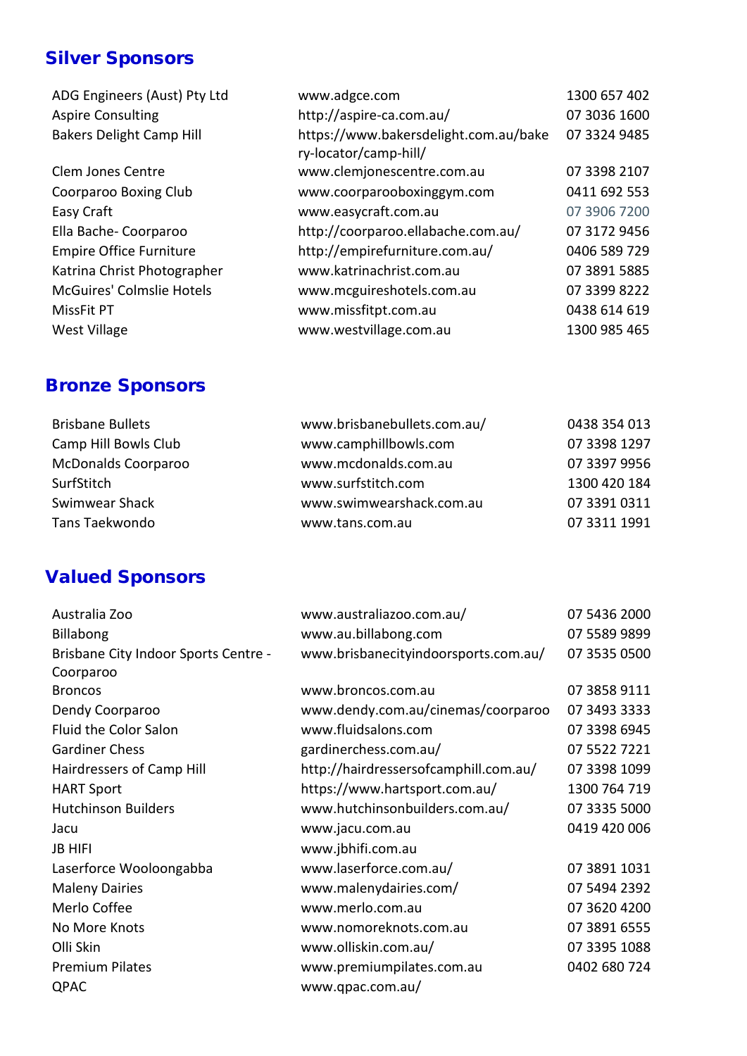## Silver Sponsors

| | | |
|---|---|---|
| ADG Engineers (Aust) Pty Ltd | www.adgce.com | 1300 657 402 |
| Aspire Consulting | http://aspire-ca.com.au/ | 07 3036 1600 |
| Bakers Delight Camp Hill | https://www.bakersdelight.com.au/bakery-locator/camp-hill/ | 07 3324 9485 |
| Clem Jones Centre | www.clemjonescentre.com.au | 07 3398 2107 |
| Coorparoo Boxing Club | www.coorparooboxinggym.com | 0411 692 553 |
| Easy Craft | www.easycraft.com.au | 07 3906 7200 |
| Ella Bache- Coorparoo | http://coorparoo.ellabache.com.au/ | 07 3172 9456 |
| Empire Office Furniture | http://empirefurniture.com.au/ | 0406 589 729 |
| Katrina Christ Photographer | www.katrinachrist.com.au | 07 3891 5885 |
| McGuires' Colmslie Hotels | www.mcguireshotels.com.au | 07 3399 8222 |
| MissFit PT | www.missfitpt.com.au | 0438 614 619 |
| West Village | www.westvillage.com.au | 1300 985 465 |

## Bronze Sponsors

| | | |
|---|---|---|
| Brisbane Bullets | www.brisbanebullets.com.au/ | 0438 354 013 |
| Camp Hill Bowls Club | www.camphillbowls.com | 07 3398 1297 |
| McDonalds Coorparoo | www.mcdonalds.com.au | 07 3397 9956 |
| SurfStitch | www.surfstitch.com | 1300 420 184 |
| Swimwear Shack | www.swimwearshack.com.au | 07 3391 0311 |
| Tans Taekwondo | www.tans.com.au | 07 3311 1991 |

## Valued Sponsors

| | | |
|---|---|---|
| Australia Zoo | www.australiazoo.com.au/ | 07 5436 2000 |
| Billabong | www.au.billabong.com | 07 5589 9899 |
| Brisbane City Indoor Sports Centre - Coorparoo | www.brisbanecityindoorsports.com.au/ | 07 3535 0500 |
| Broncos | www.broncos.com.au | 07 3858 9111 |
| Dendy Coorparoo | www.dendy.com.au/cinemas/coorparoo | 07 3493 3333 |
| Fluid the Color Salon | www.fluidsalons.com | 07 3398 6945 |
| Gardiner Chess | gardinerchess.com.au/ | 07 5522 7221 |
| Hairdressers of Camp Hill | http://hairdressersofcamphill.com.au/ | 07 3398 1099 |
| HART Sport | https://www.hartsport.com.au/ | 1300 764 719 |
| Hutchinson Builders | www.hutchinsonbuilders.com.au/ | 07 3335 5000 |
| Jacu | www.jacu.com.au | 0419 420 006 |
| JB HIFI | www.jbhifi.com.au | |
| Laserforce Wooloongabba | www.laserforce.com.au/ | 07 3891 1031 |
| Maleny Dairies | www.malenydairies.com/ | 07 5494 2392 |
| Merlo Coffee | www.merlo.com.au | 07 3620 4200 |
| No More Knots | www.nomoreknots.com.au | 07 3891 6555 |
| Olli Skin | www.olliskin.com.au/ | 07 3395 1088 |
| Premium Pilates | www.premiumpilates.com.au | 0402 680 724 |
| QPAC | www.qpac.com.au/ | |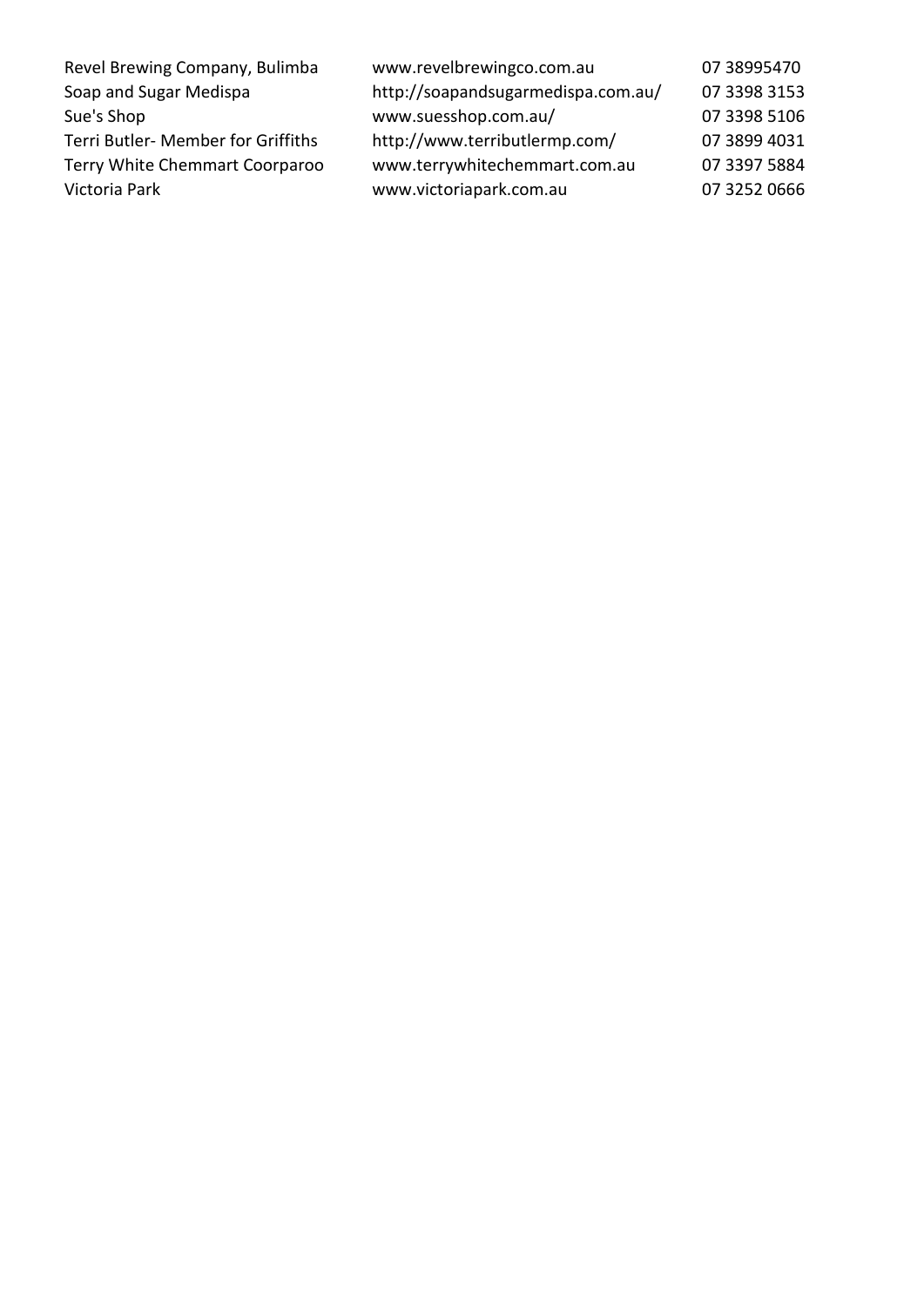| | | |
|---|---|---|
| Revel Brewing Company, Bulimba | www.revelbrewingco.com.au | 07 38995470 |
| Soap and Sugar Medispa | http://soapandsugarmedispa.com.au/ | 07 3398 3153 |
| Sue's Shop | www.suesshop.com.au/ | 07 3398 5106 |
| Terri Butler- Member for Griffiths | http://www.terributlermp.com/ | 07 3899 4031 |
| Terry White Chemmart Coorparoo | www.terrywhitechemmart.com.au | 07 3397 5884 |
| Victoria Park | www.victoriapark.com.au | 07 3252 0666 |